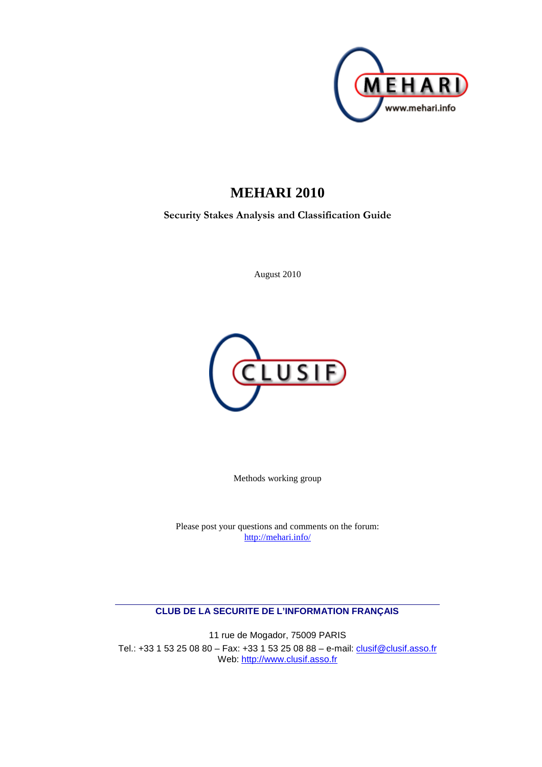MEHARI

www.mehari.info

# MEHARI 2010

**Security Stakes Analysis and Classification Guide**

August 2010

CLUSIF

Methods working group

Please post your questions and comments on the forum:
http://mehari.info/

**CLUB DE LA SECURITE DE L'INFORMATION FRANÇAIS**

11 rue de Mogador, 75009 PARIS
Tel.: +33 1 53 25 08 80 – Fax: +33 1 53 25 08 88 – e-mail: clusif@clusif.asso.fr
Web: http://www.clusif.asso.fr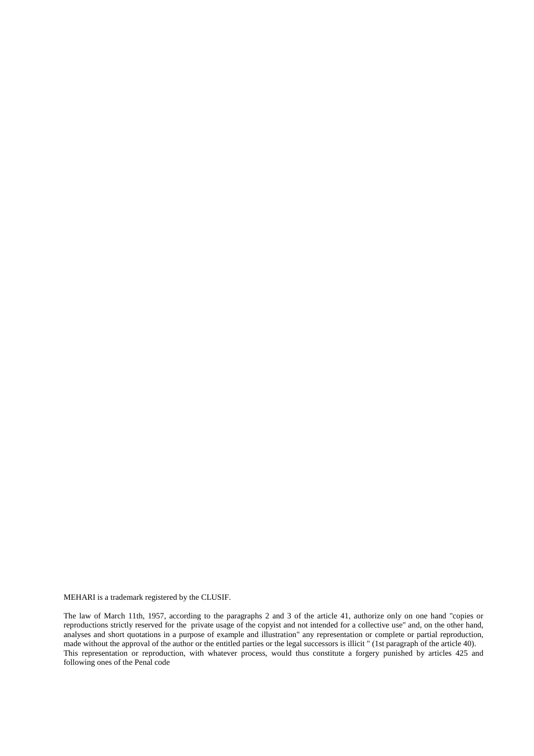MEHARI is a trademark registered by the CLUSIF.

The law of March 11th, 1957, according to the paragraphs 2 and 3 of the article 41, authorize only on one hand "copies or reproductions strictly reserved for the private usage of the copyist and not intended for a collective use" and, on the other hand, analyses and short quotations in a purpose of example and illustration" any representation or complete or partial reproduction, made without the approval of the author or the entitled parties or the legal successors is illicit " (1st paragraph of the article 40). This representation or reproduction, with whatever process, would thus constitute a forgery punished by articles 425 and following ones of the Penal code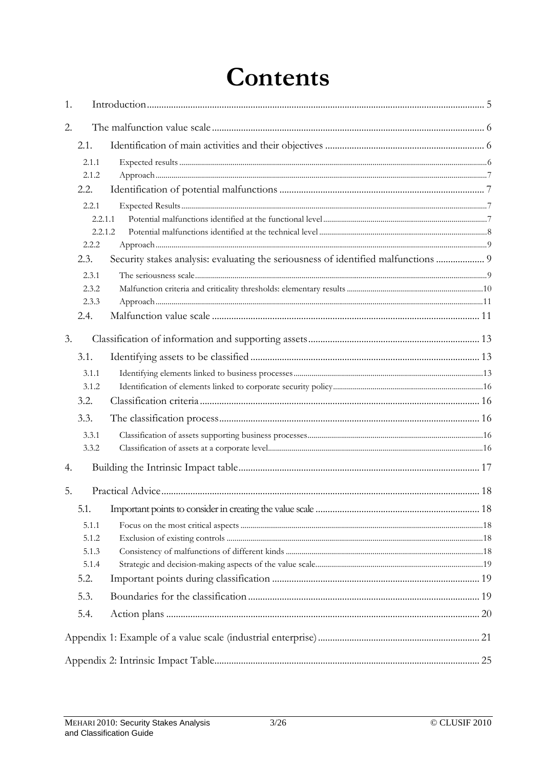# Contents

1. Introduction ... 5

2. The malfunction value scale ... 6
   - 2.1. Identification of main activities and their objectives ... 6
     - 2.1.1 Expected results ... 6
     - 2.1.2 Approach ... 7
   - 2.2. Identification of potential malfunctions ... 7
     - 2.2.1 Expected Results ... 7
       - 2.2.1.1 Potential malfunctions identified at the functional level ... 7
       - 2.2.1.2 Potential malfunctions identified at the technical level ... 8
     - 2.2.2 Approach ... 9
   - 2.3. Security stakes analysis: evaluating the seriousness of identified malfunctions ... 9
     - 2.3.1 The seriousness scale ... 9
     - 2.3.2 Malfunction criteria and criticality thresholds: elementary results ... 10
     - 2.3.3 Approach ... 11
   - 2.4. Malfunction value scale ... 11

3. Classification of information and supporting assets ... 13
   - 3.1. Identifying assets to be classified ... 13
     - 3.1.1 Identifying elements linked to business processes ... 13
     - 3.1.2 Identification of elements linked to corporate security policy ... 16
   - 3.2. Classification criteria ... 16
   - 3.3. The classification process ... 16
     - 3.3.1 Classification of assets supporting business processes ... 16
     - 3.3.2 Classification of assets at a corporate level ... 16

4. Building the Intrinsic Impact table ... 17

5. Practical Advice ... 18
   - 5.1. Important points to consider in creating the value scale ... 18
     - 5.1.1 Focus on the most critical aspects ... 18
     - 5.1.2 Exclusion of existing controls ... 18
     - 5.1.3 Consistency of malfunctions of different kinds ... 18
     - 5.1.4 Strategic and decision-making aspects of the value scale ... 19
   - 5.2. Important points during classification ... 19
   - 5.3. Boundaries for the classification ... 19
   - 5.4. Action plans ... 20

Appendix 1: Example of a value scale (industrial enterprise) ... 21

Appendix 2: Intrinsic Impact Table ... 25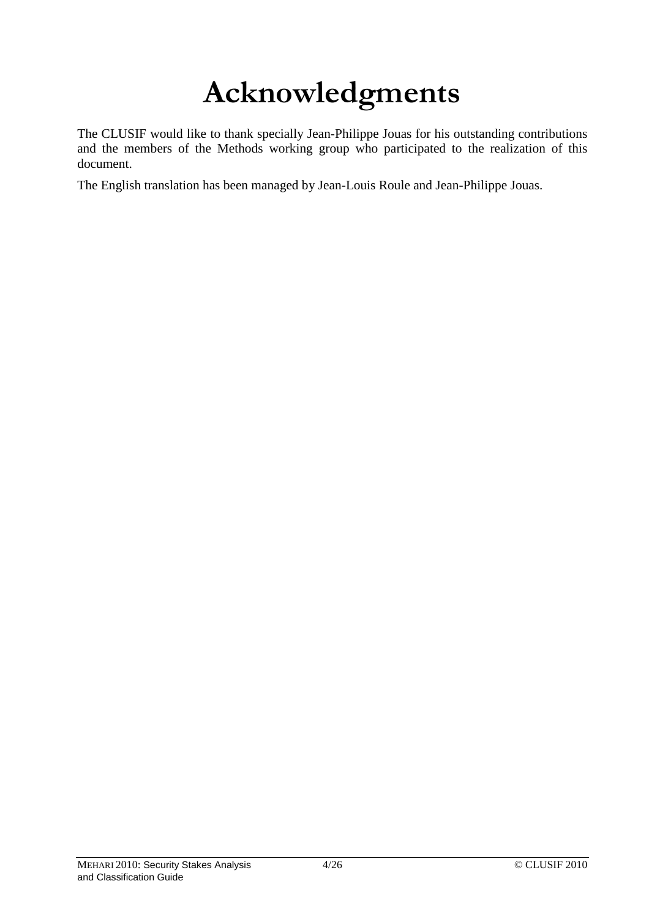# Acknowledgments

The CLUSIF would like to thank specially Jean-Philippe Jouas for his outstanding contributions and the members of the Methods working group who participated to the realization of this document.

The English translation has been managed by Jean-Louis Roule and Jean-Philippe Jouas.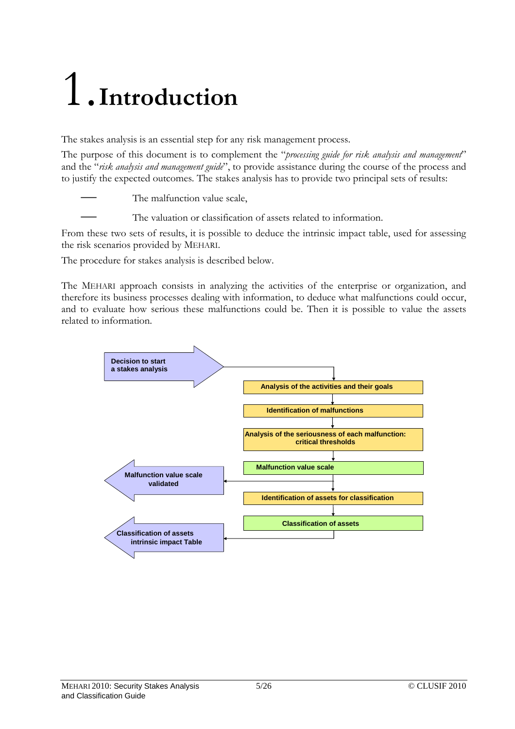# 1. Introduction

The stakes analysis is an essential step for any risk management process.

The purpose of this document is to complement the "*processing guide for risk analysis and management*" and the "*risk analysis and management guide*", to provide assistance during the course of the process and to justify the expected outcomes. The stakes analysis has to provide two principal sets of results:

- The malfunction value scale,
- The valuation or classification of assets related to information.

From these two sets of results, it is possible to deduce the intrinsic impact table, used for assessing the risk scenarios provided by MEHARI.

The procedure for stakes analysis is described below.

The MEHARI approach consists in analyzing the activities of the enterprise or organization, and therefore its business processes dealing with information, to deduce what malfunctions could occur, and to evaluate how serious these malfunctions could be. Then it is possible to value the assets related to information.

**Decision to start a stakes analysis**

**Analysis of the activities and their goals**

**Identification of malfunctions**

**Analysis of the seriousness of each malfunction: critical thresholds**

**Malfunction value scale**

**Malfunction value scale validated**

**Identification of assets for classification**

**Classification of assets**

**Classification of assets intrinsic impact Table**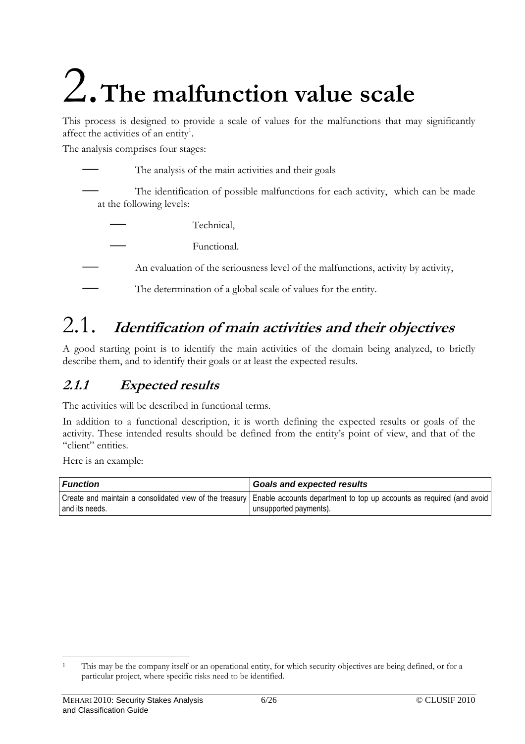# 2. The malfunction value scale

This process is designed to provide a scale of values for the malfunctions that may significantly affect the activities of an entity[1].

The analysis comprises four stages:

- The analysis of the main activities and their goals
- The identification of possible malfunctions for each activity, which can be made at the following levels:
  - Technical,
  - Functional.
- An evaluation of the seriousness level of the malfunctions, activity by activity,
- The determination of a global scale of values for the entity.

## 2.1. *Identification of main activities and their objectives*

A good starting point is to identify the main activities of the domain being analyzed, to briefly describe them, and to identify their goals or at least the expected results.

### *2.1.1 Expected results*

The activities will be described in functional terms.

In addition to a functional description, it is worth defining the expected results or goals of the activity. These intended results should be defined from the entity's point of view, and that of the "client" entities.

Here is an example:

| ***Function*** | ***Goals and expected results*** |
|---|---|
| Create and maintain a consolidated view of the treasury and its needs. | Enable accounts department to top up accounts as required (and avoid unsupported payments). |

[1] This may be the company itself or an operational entity, for which security objectives are being defined, or for a particular project, where specific risks need to be identified.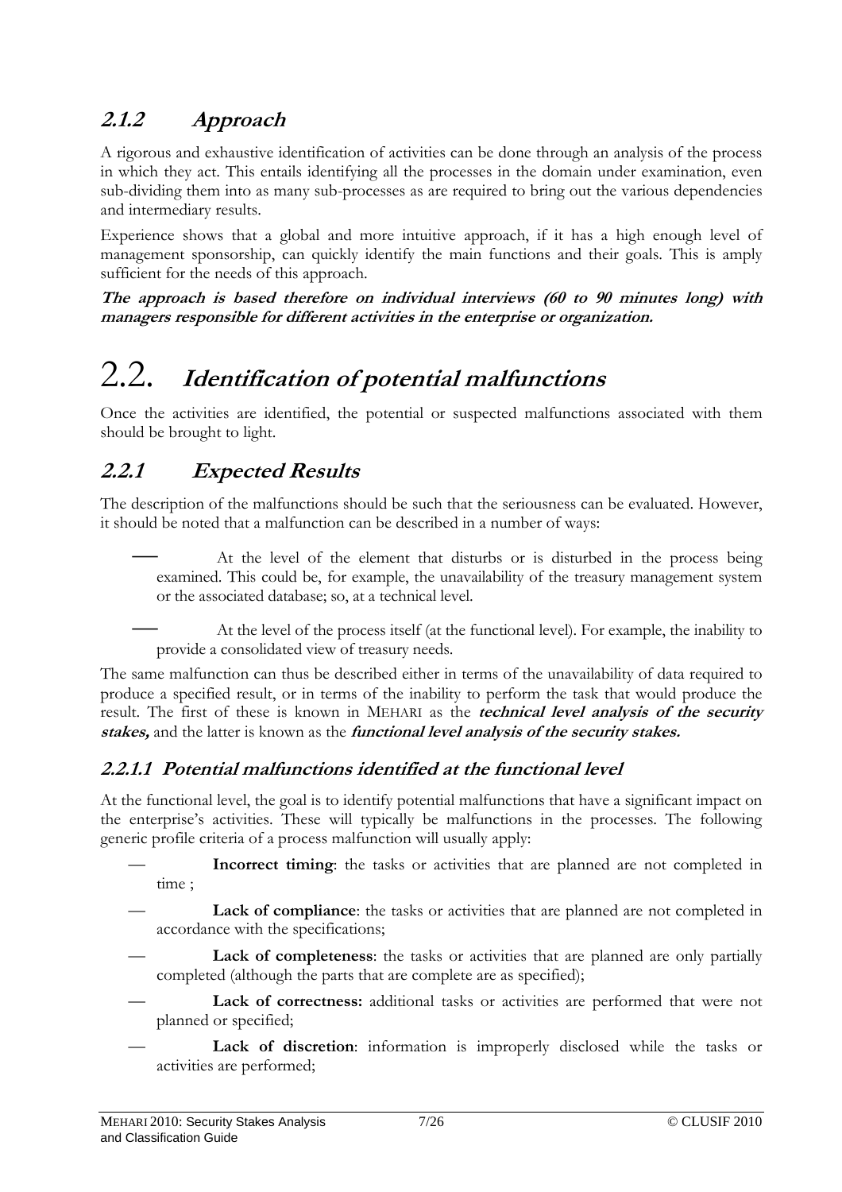### 2.1.2 Approach

A rigorous and exhaustive identification of activities can be done through an analysis of the process in which they act. This entails identifying all the processes in the domain under examination, even sub-dividing them into as many sub-processes as are required to bring out the various dependencies and intermediary results.

Experience shows that a global and more intuitive approach, if it has a high enough level of management sponsorship, can quickly identify the main functions and their goals. This is amply sufficient for the needs of this approach.

***The approach is based therefore on individual interviews (60 to 90 minutes long) with managers responsible for different activities in the enterprise or organization.***

## 2.2. Identification of potential malfunctions

Once the activities are identified, the potential or suspected malfunctions associated with them should be brought to light.

### 2.2.1 Expected Results

The description of the malfunctions should be such that the seriousness can be evaluated. However, it should be noted that a malfunction can be described in a number of ways:

- At the level of the element that disturbs or is disturbed in the process being examined. This could be, for example, the unavailability of the treasury management system or the associated database; so, at a technical level.
- At the level of the process itself (at the functional level). For example, the inability to provide a consolidated view of treasury needs.

The same malfunction can thus be described either in terms of the unavailability of data required to produce a specified result, or in terms of the inability to perform the task that would produce the result. The first of these is known in MEHARI as the ***technical level analysis of the security stakes,*** and the latter is known as the ***functional level analysis of the security stakes.***

#### 2.2.1.1 Potential malfunctions identified at the functional level

At the functional level, the goal is to identify potential malfunctions that have a significant impact on the enterprise's activities. These will typically be malfunctions in the processes. The following generic profile criteria of a process malfunction will usually apply:

- **Incorrect timing**: the tasks or activities that are planned are not completed in time ;
- **Lack of compliance**: the tasks or activities that are planned are not completed in accordance with the specifications;
- **Lack of completeness**: the tasks or activities that are planned are only partially completed (although the parts that are complete are as specified);
- **Lack of correctness:** additional tasks or activities are performed that were not planned or specified;
- **Lack of discretion**: information is improperly disclosed while the tasks or activities are performed;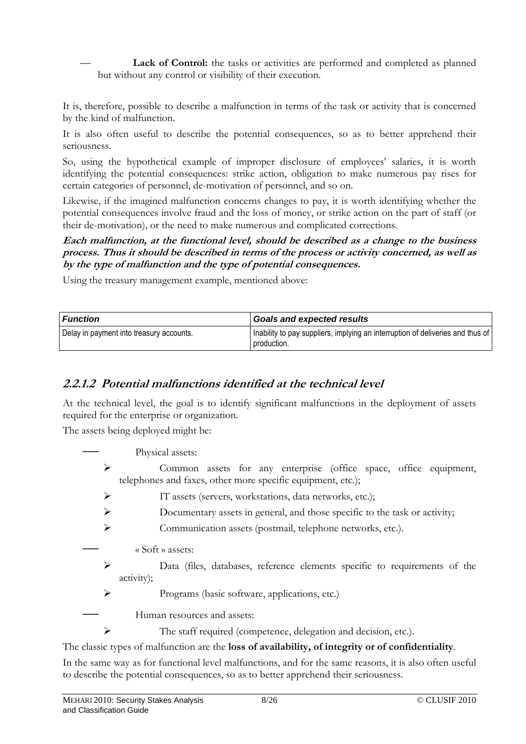- **Lack of Control:** the tasks or activities are performed and completed as planned but without any control or visibility of their execution.

It is, therefore, possible to describe a malfunction in terms of the task or activity that is concerned by the kind of malfunction.

It is also often useful to describe the potential consequences, so as to better apprehend their seriousness.

So, using the hypothetical example of improper disclosure of employees' salaries, it is worth identifying the potential consequences: strike action, obligation to make numerous pay rises for certain categories of personnel, de-motivation of personnel, and so on.

Likewise, if the imagined malfunction concerns changes to pay, it is worth identifying whether the potential consequences involve fraud and the loss of money, or strike action on the part of staff (or their de-motivation), or the need to make numerous and complicated corrections.

***Each malfunction, at the functional level, should be described as a change to the business process. Thus it should be described in terms of the process or activity concerned, as well as by the type of malfunction and the type of potential consequences.***

Using the treasury management example, mentioned above:

| *Function* | *Goals and expected results* |
|---|---|
| Delay in payment into treasury accounts. | Inability to pay suppliers, implying an interruption of deliveries and thus of production. |

### *2.2.1.2 Potential malfunctions identified at the technical level*

At the technical level, the goal is to identify significant malfunctions in the deployment of assets required for the enterprise or organization.

The assets being deployed might be:

- Physical assets:
  - Common assets for any enterprise (office space, office equipment, telephones and faxes, other more specific equipment, etc.);
  - IT assets (servers, workstations, data networks, etc.);
  - Documentary assets in general, and those specific to the task or activity;
  - Communication assets (postmail, telephone networks, etc.).
- « Soft » assets:
  - Data (files, databases, reference elements specific to requirements of the activity);
  - Programs (basic software, applications, etc.)
- Human resources and assets:
  - The staff required (competence, delegation and decision, etc.).

The classic types of malfunction are the **loss of availability, of integrity or of confidentiality**.

In the same way as for functional level malfunctions, and for the same reasons, it is also often useful to describe the potential consequences, so as to better apprehend their seriousness.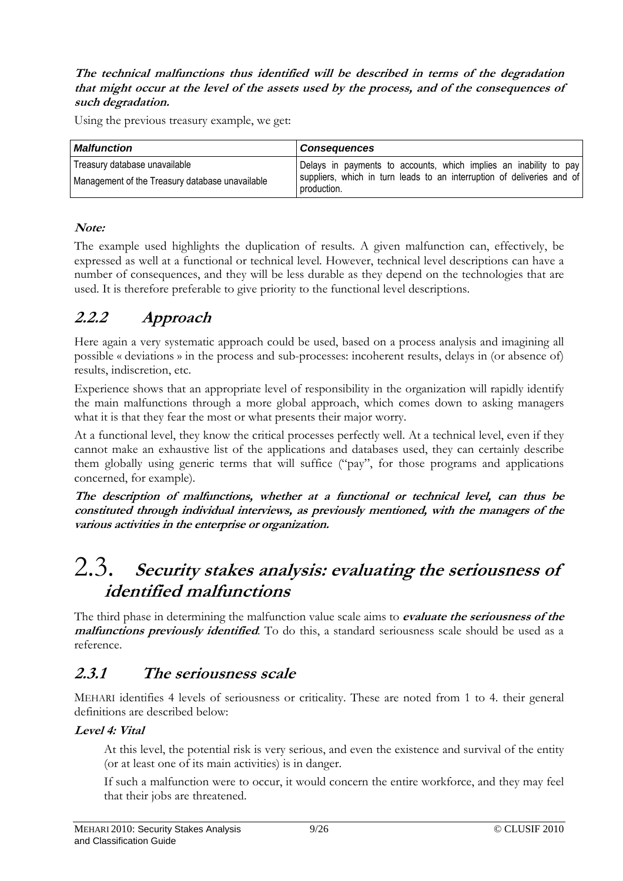**The technical malfunctions thus identified will be described in terms of the degradation that might occur at the level of the assets used by the process, and of the consequences of such degradation.**

Using the previous treasury example, we get:

| *Malfunction* | *Consequences* |
|---|---|
| Treasury database unavailable<br>Management of the Treasury database unavailable | Delays in payments to accounts, which implies an inability to pay suppliers, which in turn leads to an interruption of deliveries and of production. |

***Note:***

The example used highlights the duplication of results. A given malfunction can, effectively, be expressed as well at a functional or technical level. However, technical level descriptions can have a number of consequences, and they will be less durable as they depend on the technologies that are used. It is therefore preferable to give priority to the functional level descriptions.

### *2.2.2 Approach*

Here again a very systematic approach could be used, based on a process analysis and imagining all possible « deviations » in the process and sub-processes: incoherent results, delays in (or absence of) results, indiscretion, etc.

Experience shows that an appropriate level of responsibility in the organization will rapidly identify the main malfunctions through a more global approach, which comes down to asking managers what it is that they fear the most or what presents their major worry.

At a functional level, they know the critical processes perfectly well. At a technical level, even if they cannot make an exhaustive list of the applications and databases used, they can certainly describe them globally using generic terms that will suffice ("pay", for those programs and applications concerned, for example).

***The description of malfunctions, whether at a functional or technical level, can thus be constituted through individual interviews, as previously mentioned, with the managers of the various activities in the enterprise or organization.***

## 2.3. *Security stakes analysis: evaluating the seriousness of identified malfunctions*

The third phase in determining the malfunction value scale aims to ***evaluate the seriousness of the malfunctions previously identified***. To do this, a standard seriousness scale should be used as a reference.

### *2.3.1 The seriousness scale*

MEHARI identifies 4 levels of seriousness or criticality. These are noted from 1 to 4. their general definitions are described below:

***Level 4: Vital***

At this level, the potential risk is very serious, and even the existence and survival of the entity (or at least one of its main activities) is in danger.

If such a malfunction were to occur, it would concern the entire workforce, and they may feel that their jobs are threatened.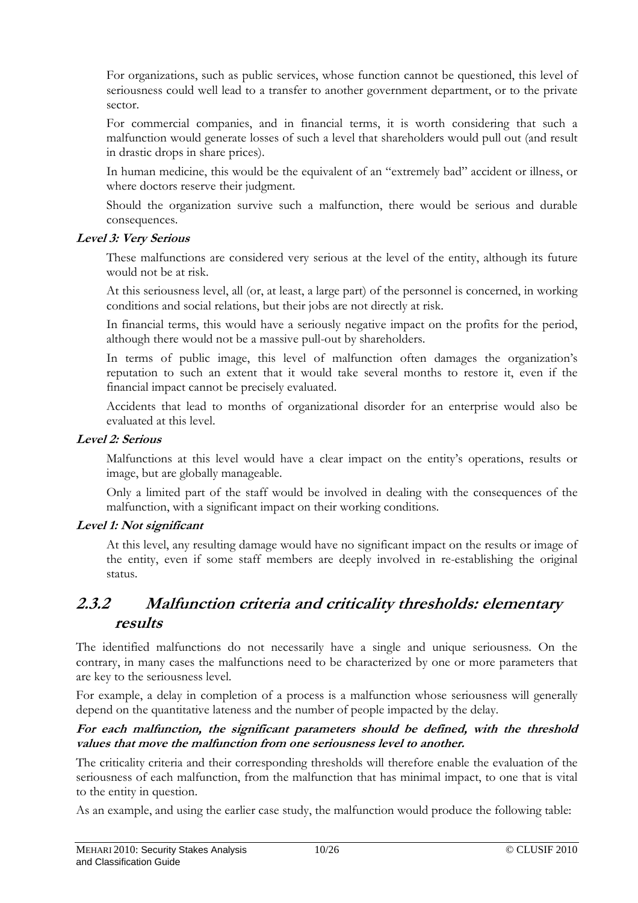For organizations, such as public services, whose function cannot be questioned, this level of seriousness could well lead to a transfer to another government department, or to the private sector.

For commercial companies, and in financial terms, it is worth considering that such a malfunction would generate losses of such a level that shareholders would pull out (and result in drastic drops in share prices).

In human medicine, this would be the equivalent of an "extremely bad" accident or illness, or where doctors reserve their judgment.

Should the organization survive such a malfunction, there would be serious and durable consequences.

**Level 3: Very Serious**

These malfunctions are considered very serious at the level of the entity, although its future would not be at risk.

At this seriousness level, all (or, at least, a large part) of the personnel is concerned, in working conditions and social relations, but their jobs are not directly at risk.

In financial terms, this would have a seriously negative impact on the profits for the period, although there would not be a massive pull-out by shareholders.

In terms of public image, this level of malfunction often damages the organization's reputation to such an extent that it would take several months to restore it, even if the financial impact cannot be precisely evaluated.

Accidents that lead to months of organizational disorder for an enterprise would also be evaluated at this level.

**Level 2: Serious**

Malfunctions at this level would have a clear impact on the entity's operations, results or image, but are globally manageable.

Only a limited part of the staff would be involved in dealing with the consequences of the malfunction, with a significant impact on their working conditions.

**Level 1: Not significant**

At this level, any resulting damage would have no significant impact on the results or image of the entity, even if some staff members are deeply involved in re-establishing the original status.

## 2.3.2 Malfunction criteria and criticality thresholds: elementary results

The identified malfunctions do not necessarily have a single and unique seriousness. On the contrary, in many cases the malfunctions need to be characterized by one or more parameters that are key to the seriousness level.

For example, a delay in completion of a process is a malfunction whose seriousness will generally depend on the quantitative lateness and the number of people impacted by the delay.

**For each malfunction, the significant parameters should be defined, with the threshold values that move the malfunction from one seriousness level to another.**

The criticality criteria and their corresponding thresholds will therefore enable the evaluation of the seriousness of each malfunction, from the malfunction that has minimal impact, to one that is vital to the entity in question.

As an example, and using the earlier case study, the malfunction would produce the following table: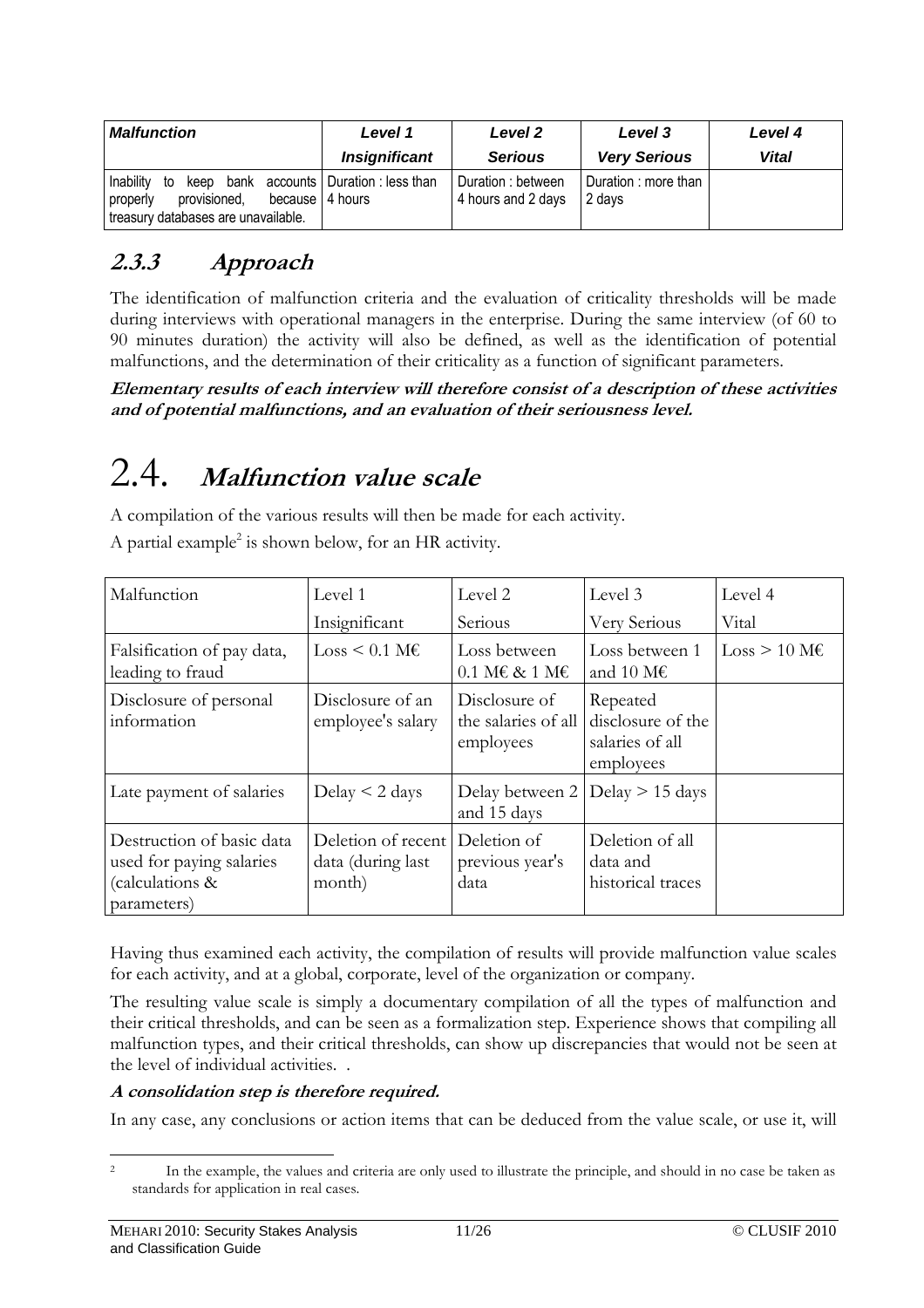| *Malfunction* | *Level 1* | *Level 2* | *Level 3* | *Level 4* |
|---|---|---|---|---|
| | ***Insignificant*** | ***Serious*** | ***Very Serious*** | ***Vital*** |
| Inability to keep bank accounts properly provisioned, because treasury databases are unavailable. | Duration : less than 4 hours | Duration : between 4 hours and 2 days | Duration : more than 2 days | |

### 2.3.3 *Approach*

The identification of malfunction criteria and the evaluation of criticality thresholds will be made during interviews with operational managers in the enterprise. During the same interview (of 60 to 90 minutes duration) the activity will also be defined, as well as the identification of potential malfunctions, and the determination of their criticality as a function of significant parameters.

***Elementary results of each interview will therefore consist of a description of these activities and of potential malfunctions, and an evaluation of their seriousness level.***

## 2.4. *Malfunction value scale*

A compilation of the various results will then be made for each activity.

A partial example[2] is shown below, for an HR activity.

| Malfunction | Level 1 | Level 2 | Level 3 | Level 4 |
|---|---|---|---|---|
| | Insignificant | Serious | Very Serious | Vital |
| Falsification of pay data, leading to fraud | Loss < 0.1 M€ | Loss between 0.1 M€ & 1 M€ | Loss between 1 and 10 M€ | Loss > 10 M€ |
| Disclosure of personal information | Disclosure of an employee's salary | Disclosure of the salaries of all employees | Repeated disclosure of the salaries of all employees | |
| Late payment of salaries | Delay < 2 days | Delay between 2 and 15 days | Delay > 15 days | |
| Destruction of basic data used for paying salaries (calculations & parameters) | Deletion of recent data (during last month) | Deletion of previous year's data | Deletion of all data and historical traces | |

Having thus examined each activity, the compilation of results will provide malfunction value scales for each activity, and at a global, corporate, level of the organization or company.

The resulting value scale is simply a documentary compilation of all the types of malfunction and their critical thresholds, and can be seen as a formalization step. Experience shows that compiling all malfunction types, and their critical thresholds, can show up discrepancies that would not be seen at the level of individual activities.  .

***A consolidation step is therefore required.***

In any case, any conclusions or action items that can be deduced from the value scale, or use it, will

[2] In the example, the values and criteria are only used to illustrate the principle, and should in no case be taken as standards for application in real cases.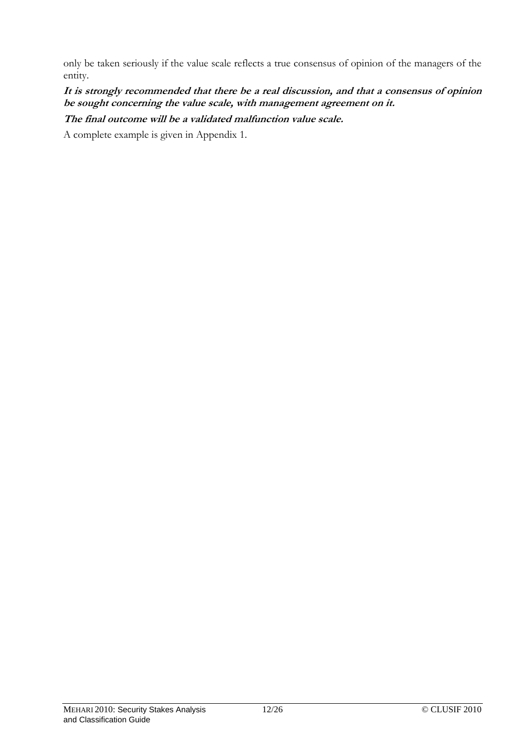only be taken seriously if the value scale reflects a true consensus of opinion of the managers of the entity.

***It is strongly recommended that there be a real discussion, and that a consensus of opinion be sought concerning the value scale, with management agreement on it.***

***The final outcome will be a validated malfunction value scale.***

A complete example is given in Appendix 1.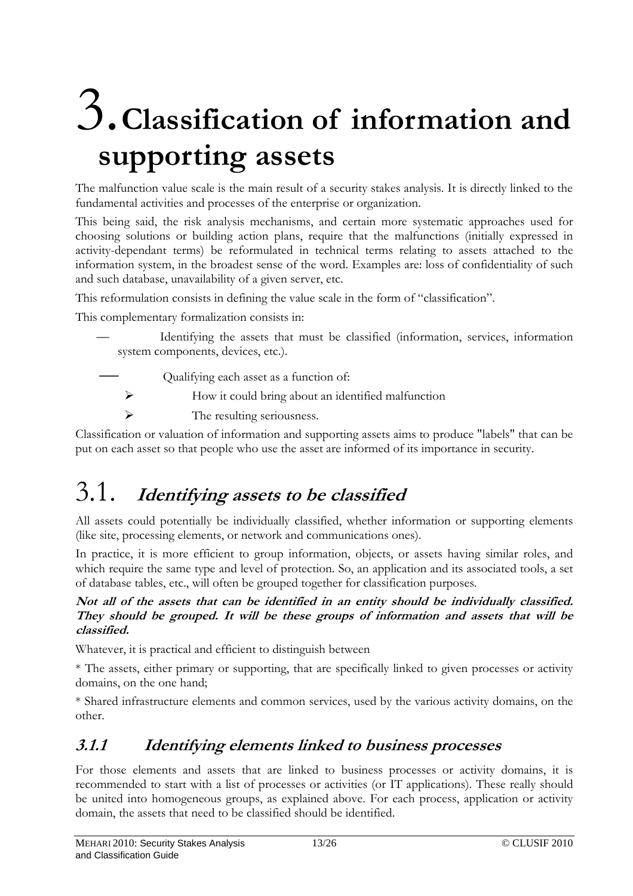# 3. Classification of information and supporting assets

The malfunction value scale is the main result of a security stakes analysis. It is directly linked to the fundamental activities and processes of the enterprise or organization.

This being said, the risk analysis mechanisms, and certain more systematic approaches used for choosing solutions or building action plans, require that the malfunctions (initially expressed in activity-dependant terms) be reformulated in technical terms relating to assets attached to the information system, in the broadest sense of the word. Examples are: loss of confidentiality of such and such database, unavailability of a given server, etc.

This reformulation consists in defining the value scale in the form of "classification".

This complementary formalization consists in:

- Identifying the assets that must be classified (information, services, information system components, devices, etc.).
- Qualifying each asset as a function of:
  - How it could bring about an identified malfunction
  - The resulting seriousness.

Classification or valuation of information and supporting assets aims to produce "labels" that can be put on each asset so that people who use the asset are informed of its importance in security.

## 3.1. *Identifying assets to be classified*

All assets could potentially be individually classified, whether information or supporting elements (like site, processing elements, or network and communications ones).

In practice, it is more efficient to group information, objects, or assets having similar roles, and which require the same type and level of protection. So, an application and its associated tools, a set of database tables, etc., will often be grouped together for classification purposes.

***Not all of the assets that can be identified in an entity should be individually classified. They should be grouped. It will be these groups of information and assets that will be classified.***

Whatever, it is practical and efficient to distinguish between

* The assets, either primary or supporting, that are specifically linked to given processes or activity domains, on the one hand;

* Shared infrastructure elements and common services, used by the various activity domains, on the other.

### *3.1.1 Identifying elements linked to business processes*

For those elements and assets that are linked to business processes or activity domains, it is recommended to start with a list of processes or activities (or IT applications). These really should be united into homogeneous groups, as explained above. For each process, application or activity domain, the assets that need to be classified should be identified.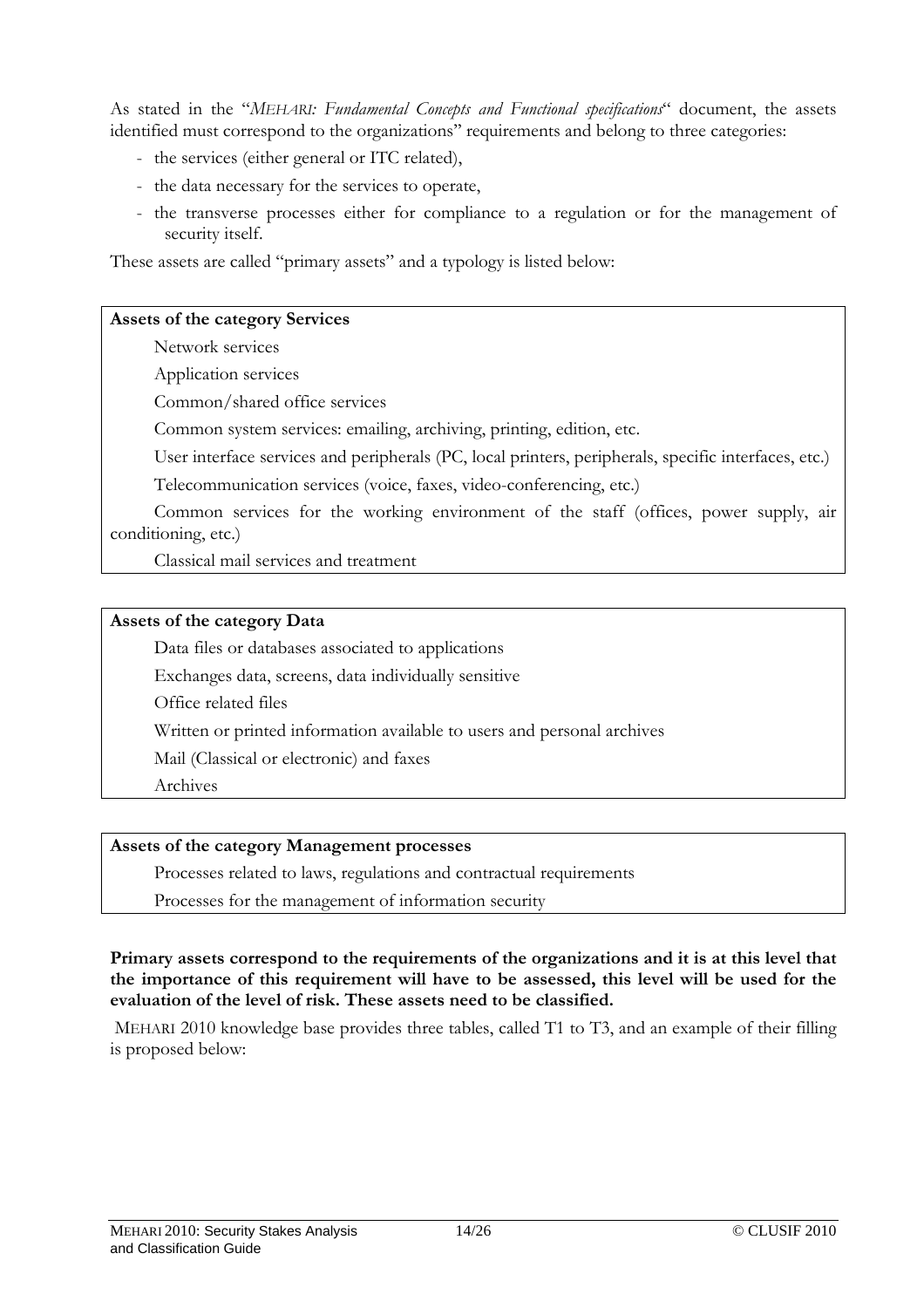As stated in the "*MEHARI: Fundamental Concepts and Functional specifications*" document, the assets identified must correspond to the organizations" requirements and belong to three categories:

- the services (either general or ITC related),
- the data necessary for the services to operate,
- the transverse processes either for compliance to a regulation or for the management of security itself.

These assets are called "primary assets" and a typology is listed below:

| **Assets of the category Services** |
|---|
| Network services |
| Application services |
| Common/shared office services |
| Common system services: emailing, archiving, printing, edition, etc. |
| User interface services and peripherals (PC, local printers, peripherals, specific interfaces, etc.) |
| Telecommunication services (voice, faxes, video-conferencing, etc.) |
| Common services for the working environment of the staff (offices, power supply, air conditioning, etc.) |
| Classical mail services and treatment |

| **Assets of the category Data** |
|---|
| Data files or databases associated to applications |
| Exchanges data, screens, data individually sensitive |
| Office related files |
| Written or printed information available to users and personal archives |
| Mail (Classical or electronic) and faxes |
| Archives |

| **Assets of the category Management processes** |
|---|
| Processes related to laws, regulations and contractual requirements |
| Processes for the management of information security |

**Primary assets correspond to the requirements of the organizations and it is at this level that the importance of this requirement will have to be assessed, this level will be used for the evaluation of the level of risk. These assets need to be classified.**

MEHARI 2010 knowledge base provides three tables, called T1 to T3, and an example of their filling is proposed below: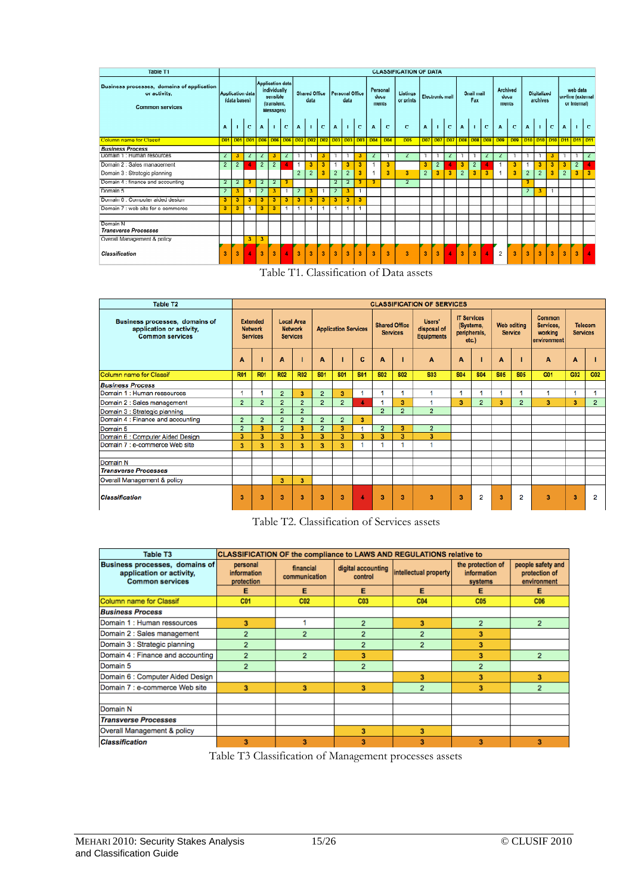| Table T1 | CLASSIFICATION OF DATA | | | | | | | | | | | | | | | | | | | | | | | | | | | | |
|---|---|---|---|---|---|---|---|---|---|---|---|---|---|---|---|---|---|---|---|---|---|---|---|---|---|---|---|---|---|
| Business processes, domains of application or activity, Common services | Application data (data bases) | | | Application data individually sensible (transient, Messages) | | | Shared Office data | | | Personal Office data | | | Personal documents | | Listings or prints | Electronic mail | | | Snail mail Fax | | | Archived documents | | Digitalized archives | | | web data on-line (external or internal) | | |
| | A | I | C | A | I | C | A | I | C | A | I | C | A | C | C | A | I | C | A | I | C | A | C | A | I | C | A | I | C |
| Column name for Classif | D01 | D01 | D01 | D06 | D06 | D06 | D02 | D02 | D02 | D03 | D03 | D03 | D04 | D04 | D05 | D07 | D07 | D07 | D08 | D08 | D08 | D09 | D09 | D10 | D10 | D10 | D11 | D11 | D11 |
| *Business Process* | | | | | | | | | | | | | | | | | | | | | | | | | | | | | |
| Domain 1 : Human resources | 2 | 3 | 2 | 2 | 3 | 2 | 1 | 1 | 3 | 1 | 1 | 3 | 2 | 1 | 2 | 1 | 1 | 2 | 1 | 1 | 2 | 2 | 1 | 1 | 1 | 3 | 1 | 1 | 2 |
| Domain 2 : Sales management | 2 | 2 | 4 | 2 | 2 | 4 | 1 | 3 | 3 | 1 | 3 | 3 | 1 | 3 | | 3 | 2 | 4 | 3 | 2 | 4 | 1 | 3 | 1 | 3 | 3 | 3 | 2 | 4 |
| Domain 3 : Strategic planning | | | | | | | 2 | 2 | 3 | 2 | 2 | 3 | 1 | 3 | 3 | 2 | 3 | 3 | 2 | 3 | 3 | 1 | 3 | 2 | 2 | 3 | 2 | 3 | 3 |
| Domain 4 : finance and accounting | 2 | 2 | 3 | 2 | 2 | 3 | | | | 2 | 2 | 3 | 3 | | 2 | | | | | | | | | 3 | | | | | |
| Domain 5 | 2 | 3 | 1 | 2 | 3 | 1 | 2 | 3 | 1 | 2 | 3 | 1 | | | | | | | | | | | | 2 | 3 | 1 | | | |
| Domain 6 : Computer aided design | 3 | 3 | 3 | 3 | 3 | 3 | 3 | 3 | 3 | 3 | 3 | 3 | | | | | | | | | | | | | | | | | |
| Domain 7 : web site for e commerce | 3 | 3 | 1 | 3 | 3 | 1 | 1 | 1 | 1 | 1 | 1 | 1 | | | | | | | | | | | | | | | | | |
| | | | | | | | | | | | | | | | | | | | | | | | | | | | | | |
| Domain N | | | | | | | | | | | | | | | | | | | | | | | | | | | | | |
| *Transverse Processes* | | | | | | | | | | | | | | | | | | | | | | | | | | | | | |
| Overall Management & policy | | | 3 | 3 | | | | | | | | | | | | | | | | | | | | | | | | | |
| *Classification* | 3 | 3 | 4 | 3 | 3 | 4 | 3 | 3 | 3 | 3 | 3 | 3 | 3 | 3 | 3 | 3 | 3 | 4 | 3 | 3 | 4 | 2 | 3 | 3 | 3 | 3 | 3 | 3 | 4 |

Table T1. Classification of Data assets

| Table T2 | CLASSIFICATION OF SERVICES | | | | | | | | | | | | | | | | |
|---|---|---|---|---|---|---|---|---|---|---|---|---|---|---|---|---|---|
| Business processes, domains of application or activity, Common services | Extended Network Services | | Local Area Network Services | | Application Services | | | Shared Office Services | | Users' disposal of Equipments | IT Services (Systems, peripherals, etc.) | | Web editing Service | | Common Services, working environment | Telecom Services | |
| | A | I | A | I | A | I | C | A | I | A | A | I | A | I | A | A | I |
| Column name for Classif | R01 | R01 | R02 | R02 | S01 | S01 | S01 | S02 | S02 | S03 | S04 | S04 | S05 | S05 | G01 | G02 | G02 |
| *Business Process* | | | | | | | | | | | | | | | | | |
| Domain 1 : Human ressources | 1 | 1 | 2 | 3 | 2 | 3 | 1 | 1 | 1 | 1 | 1 | 1 | 1 | 1 | 1 | 1 | 1 |
| Domain 2 : Sales management | 2 | 2 | 2 | 2 | 2 | 2 | 4 | 1 | 3 | 1 | 3 | 2 | 3 | 2 | 3 | 3 | 2 |
| Domain 3 : Strategic planning | | | 2 | 2 | | | | 2 | 2 | 2 | | | | | | | |
| Domain 4 : Finance and accounting | 2 | 2 | 2 | 2 | 2 | 2 | 3 | | | | | | | | | | |
| Domain 5 | 2 | 3 | 2 | 3 | 2 | 3 | 1 | 2 | 3 | 2 | | | | | | | |
| Domain 6 : Computer Aided Design | 3 | 3 | 3 | 3 | 3 | 3 | 3 | 3 | 3 | 3 | | | | | | | |
| Domain 7 : e-commerce Web site | 3 | 3 | 3 | 3 | 3 | 3 | 1 | 1 | 1 | 1 | | | | | | | |
| | | | | | | | | | | | | | | | | | |
| Domain N | | | | | | | | | | | | | | | | | |
| *Transverse Processes* | | | | | | | | | | | | | | | | | |
| Overall Management & policy | | | 3 | 3 | | | | | | | | | | | | | |
| *Classification* | 3 | 3 | 3 | 3 | 3 | 3 | 4 | 3 | 3 | 3 | 3 | 2 | 3 | 2 | 3 | 3 | 2 |

Table T2. Classification of Services assets

| Table T3 | CLASSIFICATION OF the compliance to LAWS AND REGULATIONS relative to | | | | | |
|---|---|---|---|---|---|---|
| Business processes, domains of application or activity, Common services | personal information protection | financial communication | digital accounting control | intellectual property | the protection of information systems | people safety and protection of environment |
| | E | E | E | E | E | E |
| Column name for Classif | C01 | C02 | C03 | C04 | C05 | C06 |
| *Business Process* | | | | | | |
| Domain 1 : Human ressources | 3 | 1 | 2 | 3 | 2 | 2 |
| Domain 2 : Sales management | 2 | 2 | 2 | 2 | 3 | |
| Domain 3 : Strategic planning | 2 | | 2 | 2 | 3 | |
| Domain 4 : Finance and accounting | 2 | 2 | 3 | | 3 | 2 |
| Domain 5 | 2 | | 2 | | 2 | |
| Domain 6 : Computer Aided Design | | | | 3 | 3 | 3 |
| Domain 7 : e-commerce Web site | 3 | 3 | 3 | 2 | 3 | 2 |
| | | | | | | |
| Domain N | | | | | | |
| *Transverse Processes* | | | | | | |
| Overall Management & policy | | | 3 | 3 | | |
| *Classification* | 3 | 3 | 3 | 3 | 3 | 3 |

Table T3 Classification of Management processes assets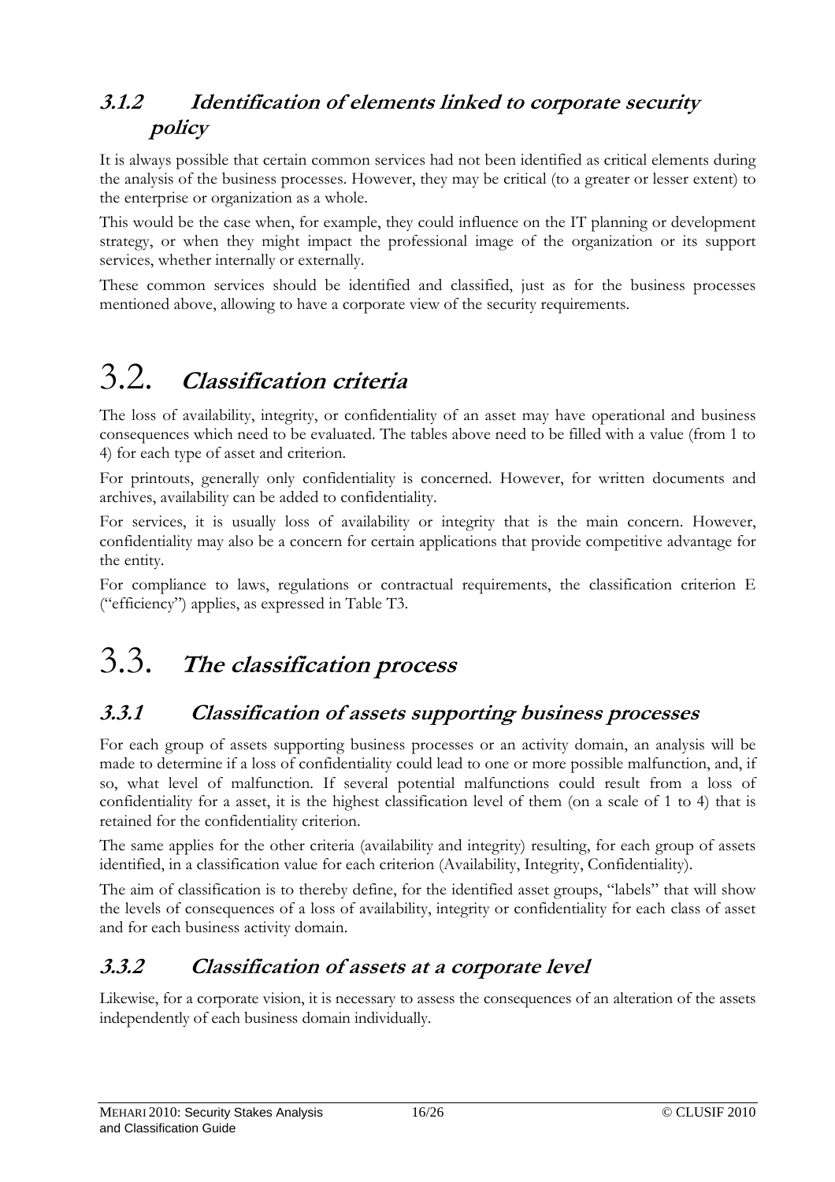### 3.1.2 Identification of elements linked to corporate security policy

It is always possible that certain common services had not been identified as critical elements during the analysis of the business processes. However, they may be critical (to a greater or lesser extent) to the enterprise or organization as a whole.

This would be the case when, for example, they could influence on the IT planning or development strategy, or when they might impact the professional image of the organization or its support services, whether internally or externally.

These common services should be identified and classified, just as for the business processes mentioned above, allowing to have a corporate view of the security requirements.

## 3.2. Classification criteria

The loss of availability, integrity, or confidentiality of an asset may have operational and business consequences which need to be evaluated. The tables above need to be filled with a value (from 1 to 4) for each type of asset and criterion.

For printouts, generally only confidentiality is concerned. However, for written documents and archives, availability can be added to confidentiality.

For services, it is usually loss of availability or integrity that is the main concern. However, confidentiality may also be a concern for certain applications that provide competitive advantage for the entity.

For compliance to laws, regulations or contractual requirements, the classification criterion E ("efficiency") applies, as expressed in Table T3.

## 3.3. The classification process

### 3.3.1 Classification of assets supporting business processes

For each group of assets supporting business processes or an activity domain, an analysis will be made to determine if a loss of confidentiality could lead to one or more possible malfunction, and, if so, what level of malfunction. If several potential malfunctions could result from a loss of confidentiality for a asset, it is the highest classification level of them (on a scale of 1 to 4) that is retained for the confidentiality criterion.

The same applies for the other criteria (availability and integrity) resulting, for each group of assets identified, in a classification value for each criterion (Availability, Integrity, Confidentiality).

The aim of classification is to thereby define, for the identified asset groups, "labels" that will show the levels of consequences of a loss of availability, integrity or confidentiality for each class of asset and for each business activity domain.

### 3.3.2 Classification of assets at a corporate level

Likewise, for a corporate vision, it is necessary to assess the consequences of an alteration of the assets independently of each business domain individually.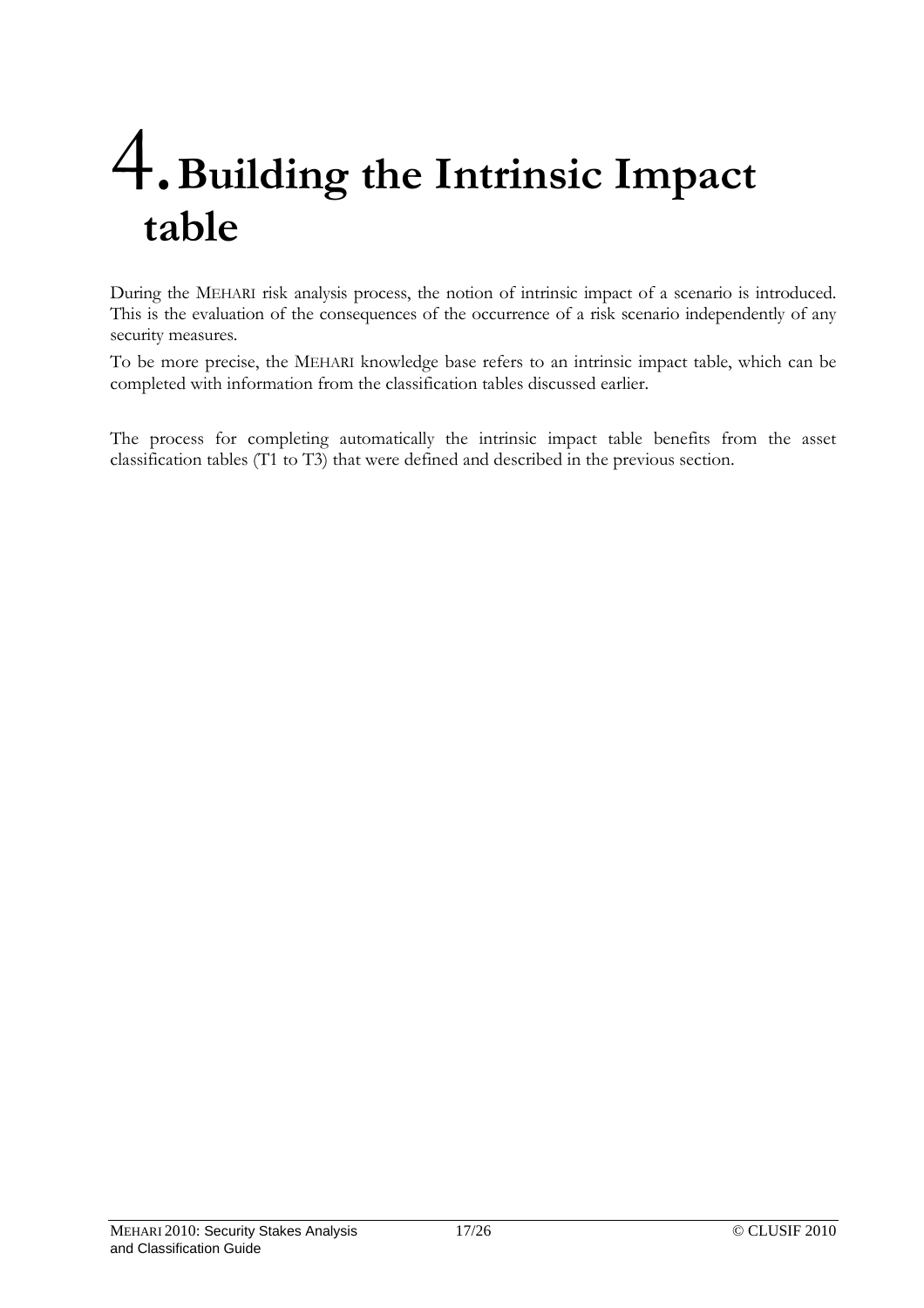# 4. Building the Intrinsic Impact table

During the MEHARI risk analysis process, the notion of intrinsic impact of a scenario is introduced. This is the evaluation of the consequences of the occurrence of a risk scenario independently of any security measures.

To be more precise, the MEHARI knowledge base refers to an intrinsic impact table, which can be completed with information from the classification tables discussed earlier.

The process for completing automatically the intrinsic impact table benefits from the asset classification tables (T1 to T3) that were defined and described in the previous section.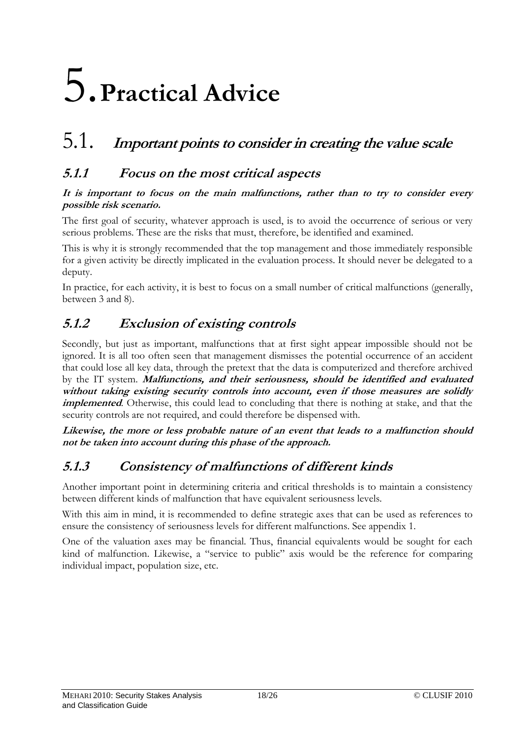# 5. Practical Advice

## 5.1. *Important points to consider in creating the value scale*

### *5.1.1 Focus on the most critical aspects*

***It is important to focus on the main malfunctions, rather than to try to consider every possible risk scenario.***

The first goal of security, whatever approach is used, is to avoid the occurrence of serious or very serious problems. These are the risks that must, therefore, be identified and examined.

This is why it is strongly recommended that the top management and those immediately responsible for a given activity be directly implicated in the evaluation process. It should never be delegated to a deputy.

In practice, for each activity, it is best to focus on a small number of critical malfunctions (generally, between 3 and 8).

### *5.1.2 Exclusion of existing controls*

Secondly, but just as important, malfunctions that at first sight appear impossible should not be ignored. It is all too often seen that management dismisses the potential occurrence of an accident that could lose all key data, through the pretext that the data is computerized and therefore archived by the IT system. ***Malfunctions, and their seriousness, should be identified and evaluated without taking existing security controls into account, even if those measures are solidly implemented***. Otherwise, this could lead to concluding that there is nothing at stake, and that the security controls are not required, and could therefore be dispensed with.

***Likewise, the more or less probable nature of an event that leads to a malfunction should not be taken into account during this phase of the approach.***

### *5.1.3 Consistency of malfunctions of different kinds*

Another important point in determining criteria and critical thresholds is to maintain a consistency between different kinds of malfunction that have equivalent seriousness levels.

With this aim in mind, it is recommended to define strategic axes that can be used as references to ensure the consistency of seriousness levels for different malfunctions. See appendix 1.

One of the valuation axes may be financial. Thus, financial equivalents would be sought for each kind of malfunction. Likewise, a "service to public" axis would be the reference for comparing individual impact, population size, etc.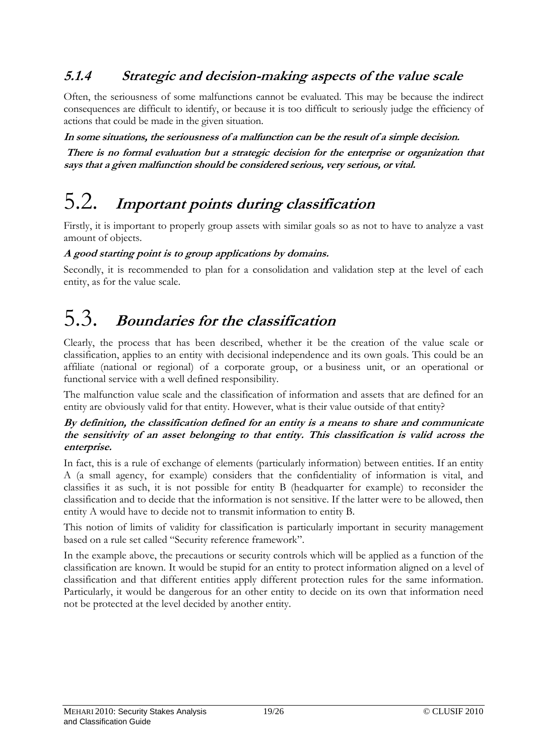### *5.1.4 Strategic and decision-making aspects of the value scale*

Often, the seriousness of some malfunctions cannot be evaluated. This may be because the indirect consequences are difficult to identify, or because it is too difficult to seriously judge the efficiency of actions that could be made in the given situation.

***In some situations, the seriousness of a malfunction can be the result of a simple decision.***

***There is no formal evaluation but a strategic decision for the enterprise or organization that says that a given malfunction should be considered serious, very serious, or vital.***

## 5.2. *Important points during classification*

Firstly, it is important to properly group assets with similar goals so as not to have to analyze a vast amount of objects.

***A good starting point is to group applications by domains.***

Secondly, it is recommended to plan for a consolidation and validation step at the level of each entity, as for the value scale.

## 5.3. *Boundaries for the classification*

Clearly, the process that has been described, whether it be the creation of the value scale or classification, applies to an entity with decisional independence and its own goals. This could be an affiliate (national or regional) of a corporate group, or a business unit, or an operational or functional service with a well defined responsibility.

The malfunction value scale and the classification of information and assets that are defined for an entity are obviously valid for that entity. However, what is their value outside of that entity?

***By definition, the classification defined for an entity is a means to share and communicate the sensitivity of an asset belonging to that entity. This classification is valid across the enterprise.***

In fact, this is a rule of exchange of elements (particularly information) between entities. If an entity A (a small agency, for example) considers that the confidentiality of information is vital, and classifies it as such, it is not possible for entity B (headquarter for example) to reconsider the classification and to decide that the information is not sensitive. If the latter were to be allowed, then entity A would have to decide not to transmit information to entity B.

This notion of limits of validity for classification is particularly important in security management based on a rule set called "Security reference framework".

In the example above, the precautions or security controls which will be applied as a function of the classification are known. It would be stupid for an entity to protect information aligned on a level of classification and that different entities apply different protection rules for the same information. Particularly, it would be dangerous for an other entity to decide on its own that information need not be protected at the level decided by another entity.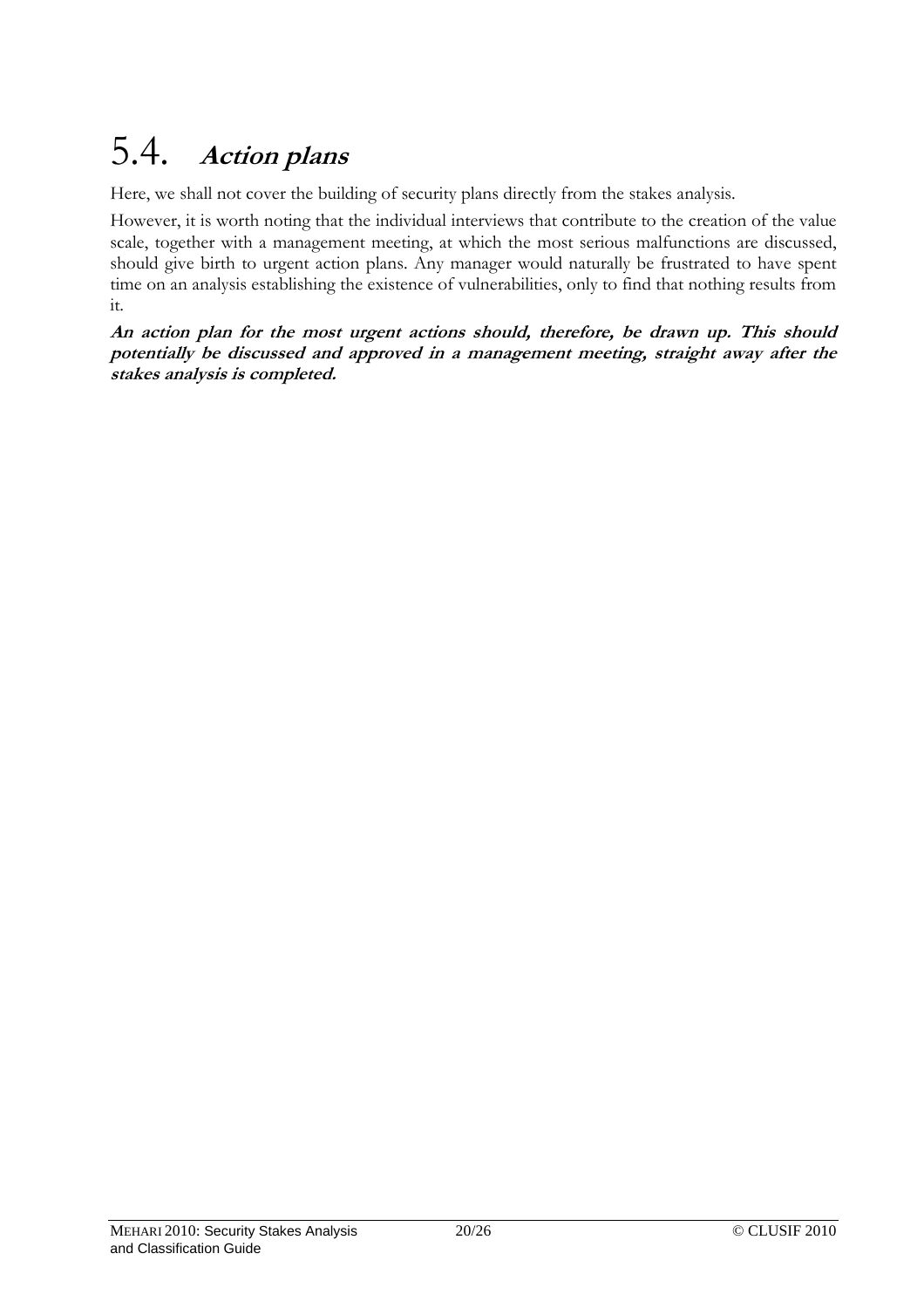## 5.4. *Action plans*

Here, we shall not cover the building of security plans directly from the stakes analysis.

However, it is worth noting that the individual interviews that contribute to the creation of the value scale, together with a management meeting, at which the most serious malfunctions are discussed, should give birth to urgent action plans. Any manager would naturally be frustrated to have spent time on an analysis establishing the existence of vulnerabilities, only to find that nothing results from it.

***An action plan for the most urgent actions should, therefore, be drawn up. This should potentially be discussed and approved in a management meeting, straight away after the stakes analysis is completed.***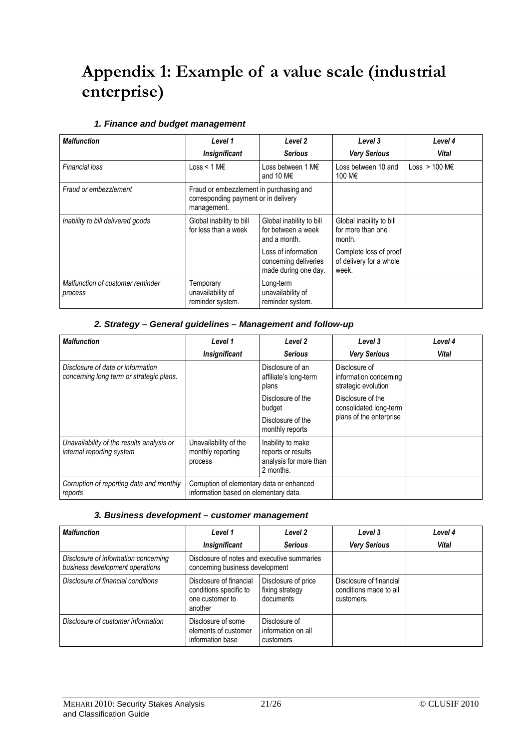# Appendix 1: Example of a value scale (industrial enterprise)

### *1. Finance and budget management*

| *Malfunction* | *Level 1*<br>*Insignificant* | *Level 2*<br>*Serious* | *Level 3*<br>*Very Serious* | *Level 4*<br>*Vital* |
|---|---|---|---|---|
| *Financial loss* | Loss < 1 M€ | Loss between 1 M€ and 10 M€ | Loss between 10 and 100 M€ | Loss > 100 M€ |
| *Fraud or embezzlement* | Fraud or embezzlement in purchasing and corresponding payment or in delivery management. | | | |
| *Inability to bill delivered goods* | Global inability to bill for less than a week | Global inability to bill for between a week and a month.<br>Loss of information concerning deliveries made during one day. | Global inability to bill for more than one month.<br>Complete loss of proof of delivery for a whole week. | |
| *Malfunction of customer reminder process* | Temporary unavailability of reminder system. | Long-term unavailability of reminder system. | | |

### *2. Strategy – General guidelines – Management and follow-up*

| *Malfunction* | *Level 1*<br>*Insignificant* | *Level 2*<br>*Serious* | *Level 3*<br>*Very Serious* | *Level 4*<br>*Vital* |
|---|---|---|---|---|
| *Disclosure of data or information concerning long term or strategic plans.* | | Disclosure of an affiliate's long-term plans<br>Disclosure of the budget<br>Disclosure of the monthly reports | Disclosure of information concerning strategic evolution<br>Disclosure of the consolidated long-term plans of the enterprise | |
| *Unavailability of the results analysis or internal reporting system* | Unavailability of the monthly reporting process | Inability to make reports or results analysis for more than 2 months. | | |
| *Corruption of reporting data and monthly reports* | Corruption of elementary data or enhanced information based on elementary data. | | | |

### *3. Business development – customer management*

| *Malfunction* | *Level 1*<br>*Insignificant* | *Level 2*<br>*Serious* | *Level 3*<br>*Very Serious* | *Level 4*<br>*Vital* |
|---|---|---|---|---|
| *Disclosure of information concerning business development operations* | Disclosure of notes and executive summaries concerning business development | | | |
| *Disclosure of financial conditions* | Disclosure of financial conditions specific to one customer to another | Disclosure of price fixing strategy documents | Disclosure of financial conditions made to all customers. | |
| *Disclosure of customer information* | Disclosure of some elements of customer information base | Disclosure of information on all customers | | |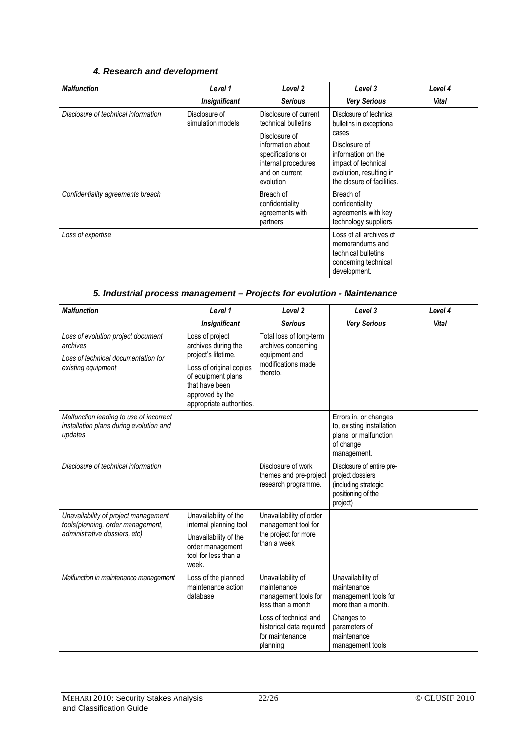#### *4. Research and development*

| *Malfunction* | *Level 1* | *Level 2* | *Level 3* | *Level 4* |
|---|---|---|---|---|
| | ***Insignificant*** | ***Serious*** | ***Very Serious*** | ***Vital*** |
| *Disclosure of technical information* | Disclosure of simulation models | Disclosure of current technical bulletins<br><br>Disclosure of information about specifications or internal procedures and on current evolution | Disclosure of technical bulletins in exceptional cases<br><br>Disclosure of information on the impact of technical evolution, resulting in the closure of facilities. | |
| *Confidentiality agreements breach* | | Breach of confidentiality agreements with partners | Breach of confidentiality agreements with key technology suppliers | |
| *Loss of expertise* | | | Loss of all archives of memorandums and technical bulletins concerning technical development. | |

#### *5. Industrial process management – Projects for evolution - Maintenance*

| *Malfunction* | *Level 1* | *Level 2* | *Level 3* | *Level 4* |
|---|---|---|---|---|
| | ***Insignificant*** | ***Serious*** | ***Very Serious*** | ***Vital*** |
| *Loss of evolution project document archives*<br><br>*Loss of technical documentation for existing equipment* | Loss of project archives during the project's lifetime.<br><br>Loss of original copies of equipment plans that have been approved by the appropriate authorities. | Total loss of long-term archives concerning equipment and modifications made thereto. | | |
| *Malfunction leading to use of incorrect installation plans during evolution and updates* | | | Errors in, or changes to, existing installation plans, or malfunction of change management. | |
| *Disclosure of technical information* | | Disclosure of work themes and pre-project research programme. | Disclosure of entire pre-project dossiers (including strategic positioning of the project) | |
| *Unavailability of project management tools(planning, order management, administrative dossiers, etc)* | Unavailability of the internal planning tool<br><br>Unavailability of the order management tool for less than a week. | Unavailability of order management tool for the project for more than a week | | |
| *Malfunction in maintenance management* | Loss of the planned maintenance action database | Unavailability of maintenance management tools for less than a month<br><br>Loss of technical and historical data required for maintenance planning | Unavailability of maintenance management tools for more than a month.<br><br>Changes to parameters of maintenance management tools | |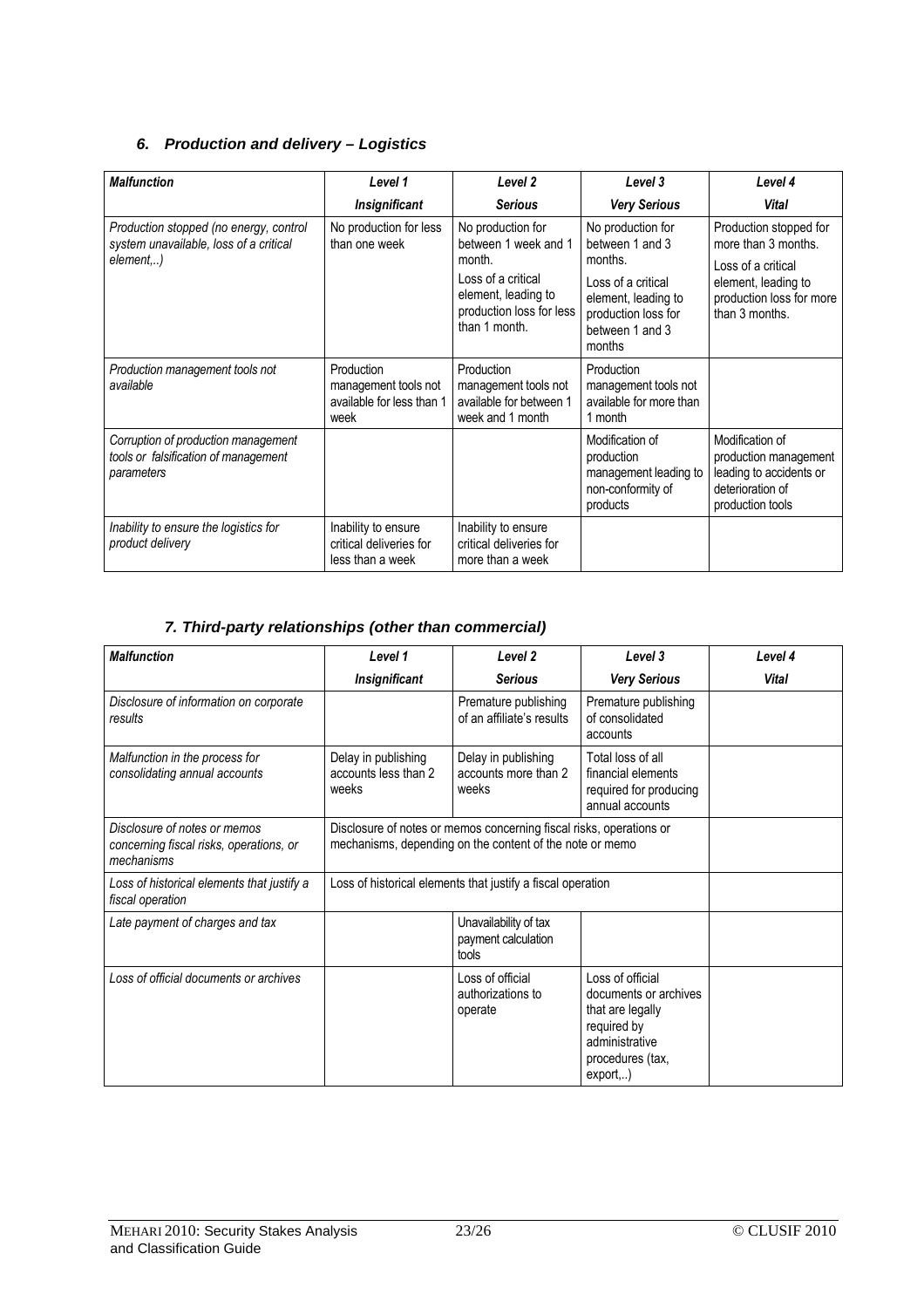### 6. *Production and delivery – Logistics*

| *Malfunction* | *Level 1* <br> *Insignificant* | *Level 2* <br> *Serious* | *Level 3* <br> *Very Serious* | *Level 4* <br> *Vital* |
|---|---|---|---|---|
| *Production stopped (no energy, control system unavailable, loss of a critical element,..)* | No production for less than one week | No production for between 1 week and 1 month. <br> Loss of a critical element, leading to production loss for less than 1 month. | No production for between 1 and 3 months. <br> Loss of a critical element, leading to production loss for between 1 and 3 months | Production stopped for more than 3 months. <br> Loss of a critical element, leading to production loss for more than 3 months. |
| *Production management tools not available* | Production management tools not available for less than 1 week | Production management tools not available for between 1 week and 1 month | Production management tools not available for more than 1 month | |
| *Corruption of production management tools or falsification of management parameters* | | | Modification of production management leading to non-conformity of products | Modification of production management leading to accidents or deterioration of production tools |
| *Inability to ensure the logistics for product delivery* | Inability to ensure critical deliveries for less than a week | Inability to ensure critical deliveries for more than a week | | |

### 7. *Third-party relationships (other than commercial)*

| *Malfunction* | *Level 1* <br> *Insignificant* | *Level 2* <br> *Serious* | *Level 3* <br> *Very Serious* | *Level 4* <br> *Vital* |
|---|---|---|---|---|
| *Disclosure of information on corporate results* | | Premature publishing of an affiliate's results | Premature publishing of consolidated accounts | |
| *Malfunction in the process for consolidating annual accounts* | Delay in publishing accounts less than 2 weeks | Delay in publishing accounts more than 2 weeks | Total loss of all financial elements required for producing annual accounts | |
| *Disclosure of notes or memos concerning fiscal risks, operations, or mechanisms* | Disclosure of notes or memos concerning fiscal risks, operations or mechanisms, depending on the content of the note or memo | | | |
| *Loss of historical elements that justify a fiscal operation* | Loss of historical elements that justify a fiscal operation | | | |
| *Late payment of charges and tax* | | Unavailability of tax payment calculation tools | | |
| *Loss of official documents or archives* | | Loss of official authorizations to operate | Loss of official documents or archives that are legally required by administrative procedures (tax, export,..) | |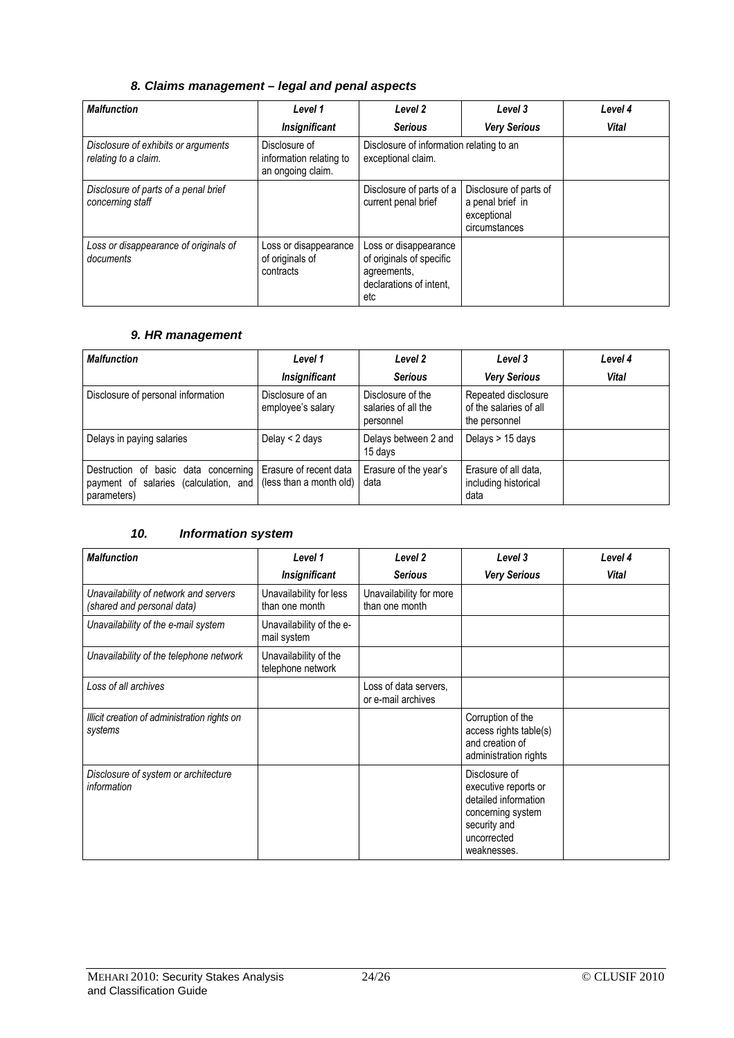### *8. Claims management – legal and penal aspects*

| *Malfunction* | *Level 1* | *Level 2* | *Level 3* | *Level 4* |
|---|---|---|---|---|
| | *Insignificant* | *Serious* | *Very Serious* | *Vital* |
| *Disclosure of exhibits or arguments relating to a claim.* | Disclosure of information relating to an ongoing claim. | Disclosure of information relating to an exceptional claim. | | |
| *Disclosure of parts of a penal brief concerning staff* | | Disclosure of parts of a current penal brief | Disclosure of parts of a penal brief in exceptional circumstances | |
| *Loss or disappearance of originals of documents* | Loss or disappearance of originals of contracts | Loss or disappearance of originals of specific agreements, declarations of intent, etc | | |

### *9. HR management*

| *Malfunction* | *Level 1* | *Level 2* | *Level 3* | *Level 4* |
|---|---|---|---|---|
| | *Insignificant* | *Serious* | *Very Serious* | *Vital* |
| Disclosure of personal information | Disclosure of an employee's salary | Disclosure of the salaries of all the personnel | Repeated disclosure of the salaries of all the personnel | |
| Delays in paying salaries | Delay < 2 days | Delays between 2 and 15 days | Delays > 15 days | |
| Destruction of basic data concerning payment of salaries (calculation, and parameters) | Erasure of recent data (less than a month old) | Erasure of the year's data | Erasure of all data, including historical data | |

### *10. Information system*

| *Malfunction* | *Level 1* | *Level 2* | *Level 3* | *Level 4* |
|---|---|---|---|---|
| | *Insignificant* | *Serious* | *Very Serious* | *Vital* |
| *Unavailability of network and servers (shared and personal data)* | Unavailability for less than one month | Unavailability for more than one month | | |
| *Unavailability of the e-mail system* | Unavailability of the e-mail system | | | |
| *Unavailability of the telephone network* | Unavailability of the telephone network | | | |
| *Loss of all archives* | | Loss of data servers, or e-mail archives | | |
| *Illicit creation of administration rights on systems* | | | Corruption of the access rights table(s) and creation of administration rights | |
| *Disclosure of system or architecture information* | | | Disclosure of executive reports or detailed information concerning system security and uncorrected weaknesses. | |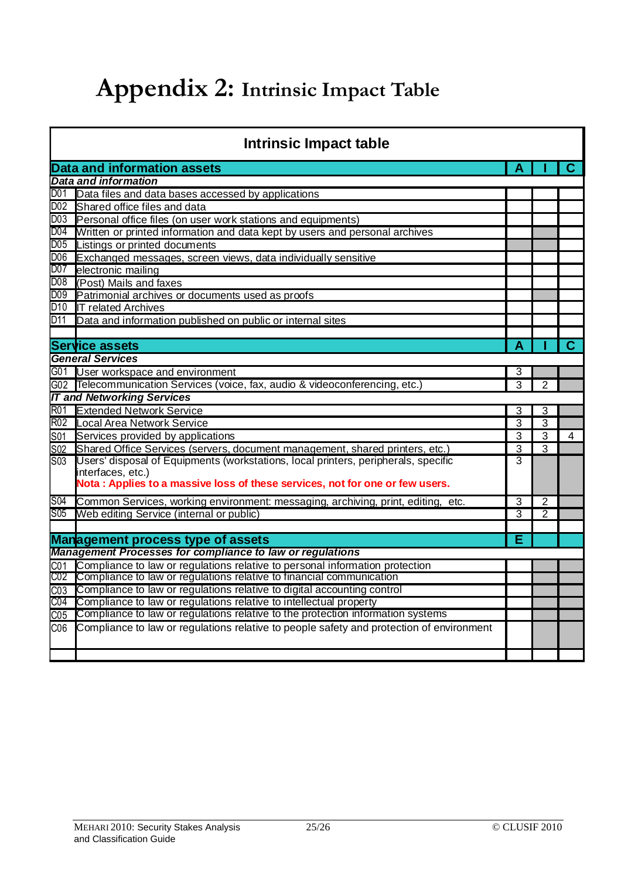# Appendix 2: Intrinsic Impact Table

| Intrinsic Impact table | | | | |
|---|---|---|---|---|
| **Data and information assets** | | **A** | **I** | **C** |
| ***Data and information*** | | | | |
| D01 | Data files and data bases accessed by applications | | | |
| D02 | Shared office files and data | | | |
| D03 | Personal office files (on user work stations and equipments) | | | |
| D04 | Written or printed information and data kept by users and personal archives | | | |
| D05 | Listings or printed documents | | | |
| D06 | Exchanged messages, screen views, data individually sensitive | | | |
| D07 | electronic mailing | | | |
| D08 | (Post) Mails and faxes | | | |
| D09 | Patrimonial archives or documents used as proofs | | | |
| D10 | IT related Archives | | | |
| D11 | Data and information published on public or internal sites | | | |
| | | | | |
| **Service assets** | | **A** | **I** | **C** |
| ***General Services*** | | | | |
| G01 | User workspace and environment | 3 | | |
| G02 | Telecommunication Services (voice, fax, audio & videoconferencing, etc.) | 3 | 2 | |
| ***IT and Networking Services*** | | | | |
| R01 | Extended Network Service | 3 | 3 | |
| R02 | Local Area Network Service | 3 | 3 | |
| S01 | Services provided by applications | 3 | 3 | 4 |
| S02 | Shared Office Services (servers, document management, shared printers, etc.) | 3 | 3 | |
| S03 | Users' disposal of Equipments (workstations, local printers, peripherals, specific interfaces, etc.) **Nota : Applies to a massive loss of these services, not for one or few users.** | 3 | | |
| S04 | Common Services, working environment: messaging, archiving, print, editing, etc. | 3 | 2 | |
| S05 | Web editing Service (internal or public) | 3 | 2 | |
| | | | | |
| **Management process type of assets** | | **E** | | |
| ***Management Processes for compliance to law or regulations*** | | | | |
| C01 | Compliance to law or regulations relative to personal information protection | | | |
| C02 | Compliance to law or regulations relative to financial communication | | | |
| C03 | Compliance to law or regulations relative to digital accounting control | | | |
| C04 | Compliance to law or regulations relative to intellectual property | | | |
| C05 | Compliance to law or regulations relative to the protection information systems | | | |
| C06 | Compliance to law or regulations relative to people safety and protection of environment | | | |
| | | | | |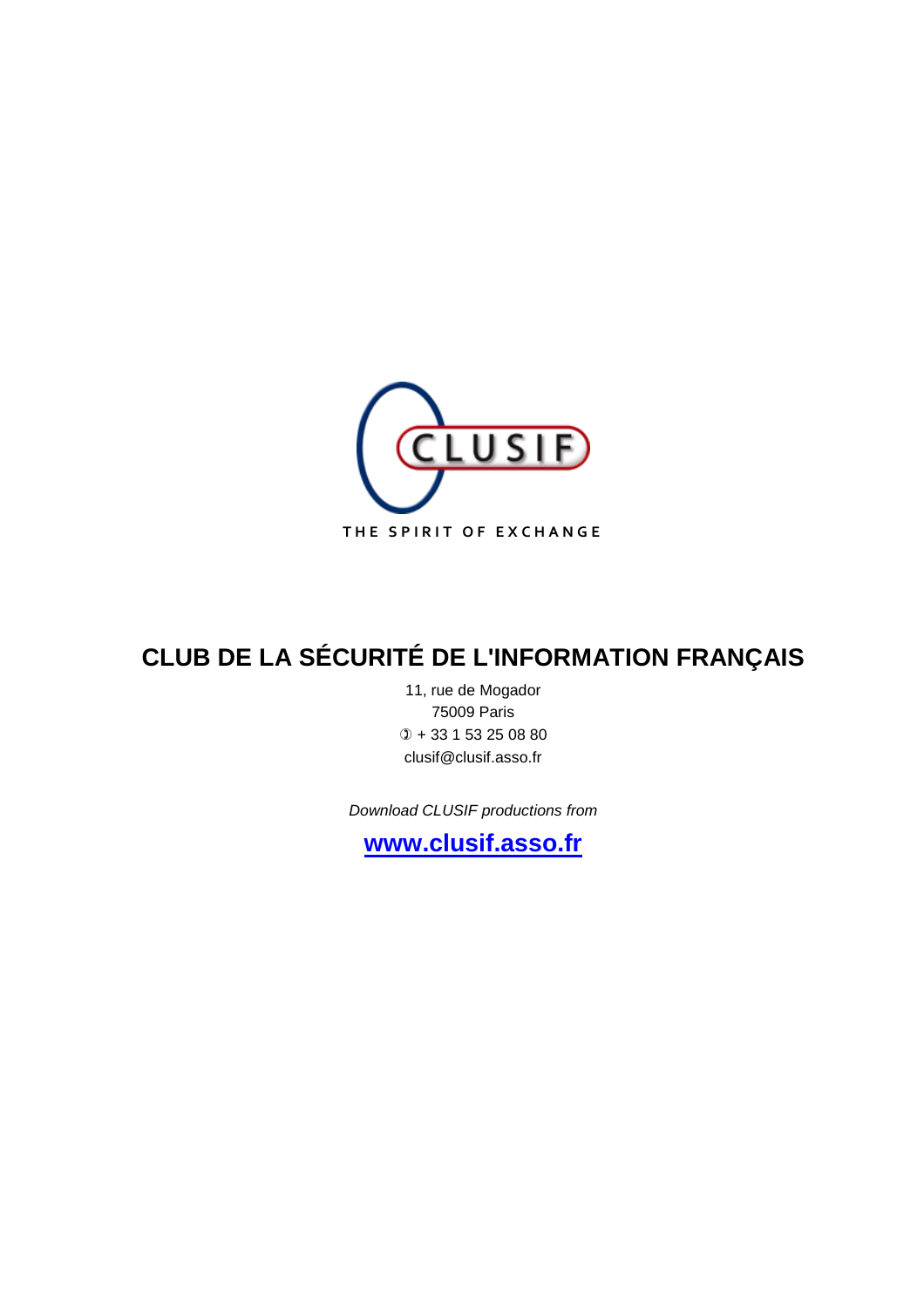CLUSIF

THE SPIRIT OF EXCHANGE

# CLUB DE LA SÉCURITÉ DE L'INFORMATION FRANÇAIS

11, rue de Mogador
75009 Paris
✆ + 33 1 53 25 08 80
clusif@clusif.asso.fr

*Download CLUSIF productions from*

**www.clusif.asso.fr**